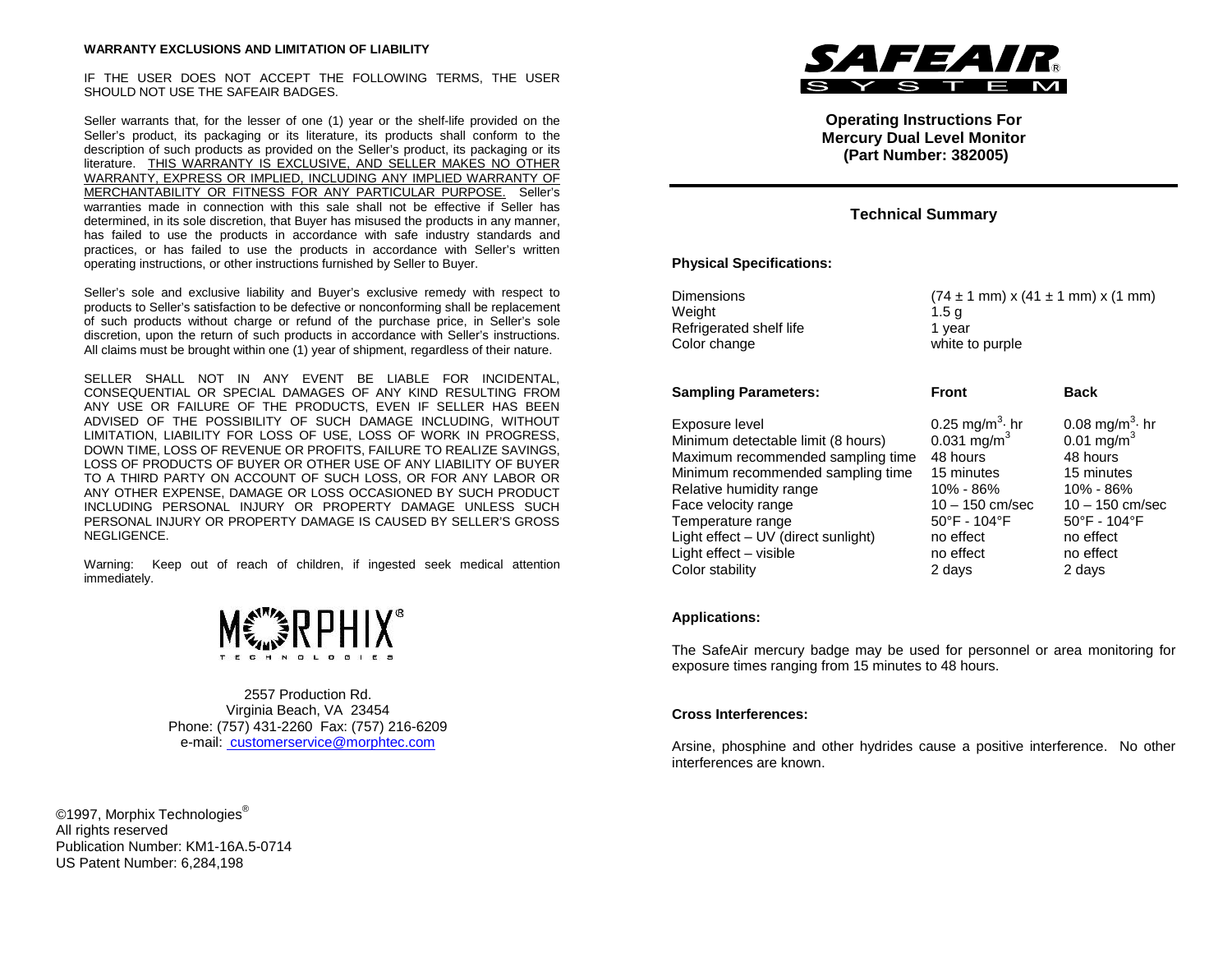**WARRANTY EXCLUSIONS AND LIMITATION OF LIABILITY**

IF THE USER DOES NOT ACCEPT THE FOLLOWING TERMS, THE USER SHOULD NOT USE THE SAFEAIR BADGES.

Seller warrants that, for the lesser of one (1) year or the shelf-life provided on the Seller's product, its packaging or its literature, its products shall conform to the description of such products as provided on the Seller's product, its packaging or its literature. THIS WARRANTY IS EXCLUSIVE, AND SELLER MAKES NO OTHER WARRANTY, EXPRESS OR IMPLIED, INCLUDING ANY IMPLIED WARRANTY OF MERCHANTABILITY OR FITNESS FOR ANY PARTICULAR PURPOSE. Seller's warranties made in connection with this sale shall not be effective if Seller has determined, in its sole discretion, that Buyer has misused the products in any manner, has failed to use the products in accordance with safe industry standards and practices, or has failed to use the products in accordance with Seller's written operating instructions, or other instructions furnished by Seller to Buyer.

Seller's sole and exclusive liability and Buyer's exclusive remedy with respect to products to Seller's satisfaction to be defective or nonconforming shall be replacement of such products without charge or refund of the purchase price, in Seller's sole discretion, upon the return of such products in accordance with Seller's instructions. All claims must be brought within one (1) year of shipment, regardless of their nature.

SELLER SHALL NOT IN ANY EVENT BE LIABLE FOR INCIDENTAL, CONSEQUENTIAL OR SPECIAL DAMAGES OF ANY KIND RESULTING FROM ANY USE OR FAILURE OF THE PRODUCTS, EVEN IF SELLER HAS BEEN ADVISED OF THE POSSIBILITY OF SUCH DAMAGE INCLUDING, WITHOUT LIMITATION, LIABILITY FOR LOSS OF USE, LOSS OF WORK IN PROGRESS, DOWN TIME, LOSS OF REVENUE OR PROFITS, FAILURE TO REALIZE SAVINGS, LOSS OF PRODUCTS OF BUYER OR OTHER USE OF ANY LIABILITY OF BUYER TO A THIRD PARTY ON ACCOUNT OF SUCH LOSS, OR FOR ANY LABOR OR ANY OTHER EXPENSE, DAMAGE OR LOSS OCCASIONED BY SUCH PRODUCT INCLUDING PERSONAL INJURY OR PROPERTY DAMAGE UNLESS SUCH PERSONAL INJURY OR PROPERTY DAMAGE IS CAUSED BY SELLER'S GROSS NEGLIGENCE.

Warning: Keep out of reach of children, if ingested seek medical attention immediately.

MORPHIX® TECHNOLOGIES

2557 Production Rd.
Virginia Beach, VA 23454
Phone: (757) 431-2260 Fax: (757) 216-6209
e-mail: customerservice@morphtec.com

©1997, Morphix Technologies®
All rights reserved
Publication Number: KM1-16A.5-0714
US Patent Number: 6,284,198

SAFEAIR® SYSTEM

## Operating Instructions For Mercury Dual Level Monitor (Part Number: 382005)

## Technical Summary

**Physical Specifications:**

| | |
|---|---|
| Dimensions | (74 ± 1 mm) x (41 ± 1 mm) x (1 mm) |
| Weight | 1.5 g |
| Refrigerated shelf life | 1 year |
| Color change | white to purple |

| **Sampling Parameters:** | **Front** | **Back** |
|---|---|---|
| Exposure level | 0.25 $mg/m^3 \cdot hr$ | 0.08 $mg/m^3 \cdot hr$ |
| Minimum detectable limit (8 hours) | 0.031 $mg/m^3$ | 0.01 $mg/m^3$ |
| Maximum recommended sampling time | 48 hours | 48 hours |
| Minimum recommended sampling time | 15 minutes | 15 minutes |
| Relative humidity range | 10% - 86% | 10% - 86% |
| Face velocity range | 10 – 150 cm/sec | 10 – 150 cm/sec |
| Temperature range | 50°F - 104°F | 50°F - 104°F |
| Light effect – UV (direct sunlight) | no effect | no effect |
| Light effect – visible | no effect | no effect |
| Color stability | 2 days | 2 days |

**Applications:**

The SafeAir mercury badge may be used for personnel or area monitoring for exposure times ranging from 15 minutes to 48 hours.

**Cross Interferences:**

Arsine, phosphine and other hydrides cause a positive interference. No other interferences are known.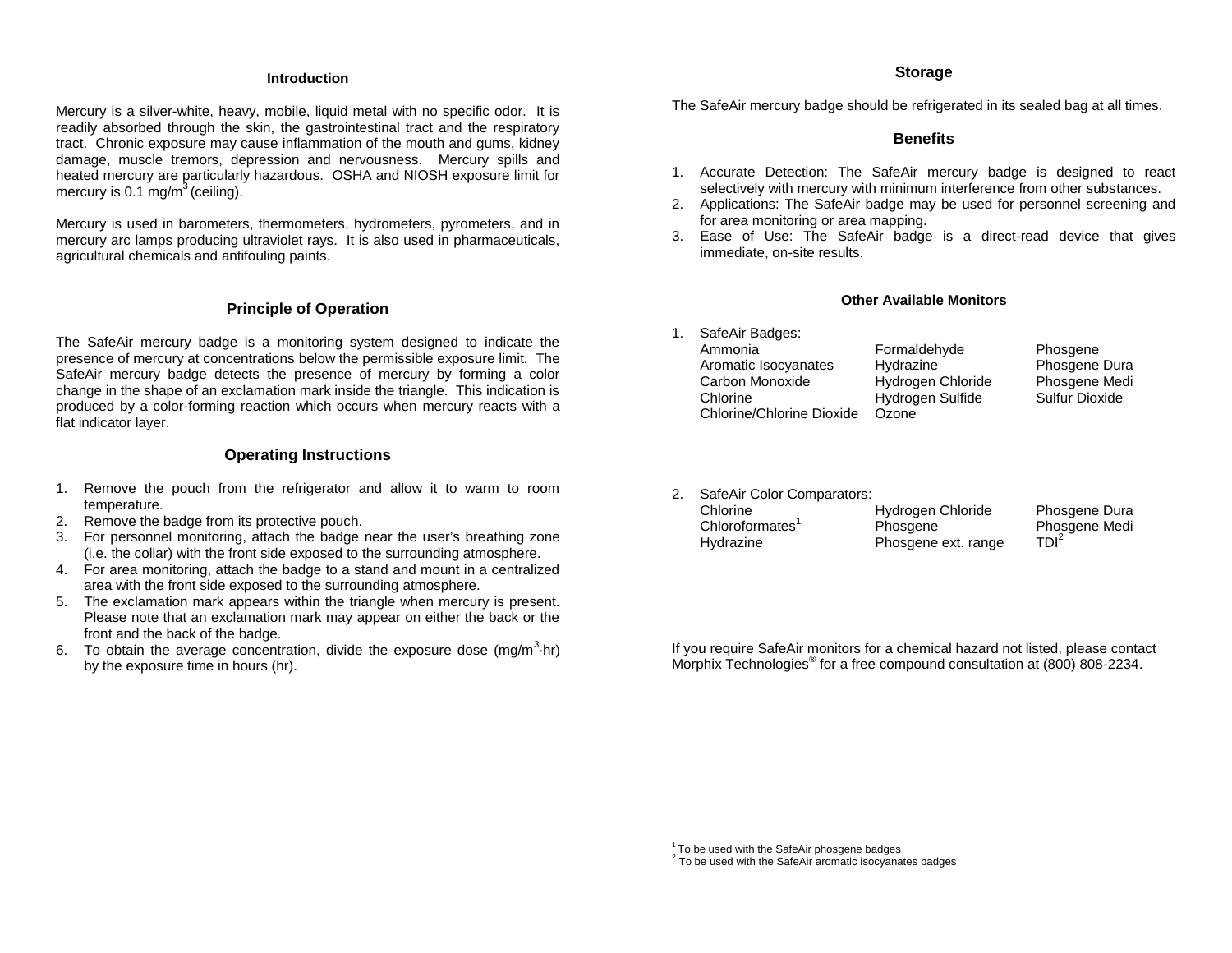## Introduction

Mercury is a silver-white, heavy, mobile, liquid metal with no specific odor. It is readily absorbed through the skin, the gastrointestinal tract and the respiratory tract. Chronic exposure may cause inflammation of the mouth and gums, kidney damage, muscle tremors, depression and nervousness. Mercury spills and heated mercury are particularly hazardous. OSHA and NIOSH exposure limit for mercury is 0.1 mg/m$^3$ (ceiling).

Mercury is used in barometers, thermometers, hydrometers, pyrometers, and in mercury arc lamps producing ultraviolet rays. It is also used in pharmaceuticals, agricultural chemicals and antifouling paints.

## Principle of Operation

The SafeAir mercury badge is a monitoring system designed to indicate the presence of mercury at concentrations below the permissible exposure limit. The SafeAir mercury badge detects the presence of mercury by forming a color change in the shape of an exclamation mark inside the triangle. This indication is produced by a color-forming reaction which occurs when mercury reacts with a flat indicator layer.

## Operating Instructions

1. Remove the pouch from the refrigerator and allow it to warm to room temperature.
2. Remove the badge from its protective pouch.
3. For personnel monitoring, attach the badge near the user's breathing zone (i.e. the collar) with the front side exposed to the surrounding atmosphere.
4. For area monitoring, attach the badge to a stand and mount in a centralized area with the front side exposed to the surrounding atmosphere.
5. The exclamation mark appears within the triangle when mercury is present. Please note that an exclamation mark may appear on either the back or the front and the back of the badge.
6. To obtain the average concentration, divide the exposure dose (mg/m$^3$·hr) by the exposure time in hours (hr).

## Storage

The SafeAir mercury badge should be refrigerated in its sealed bag at all times.

## Benefits

1. Accurate Detection: The SafeAir mercury badge is designed to react selectively with mercury with minimum interference from other substances.
2. Applications: The SafeAir badge may be used for personnel screening and for area monitoring or area mapping.
3. Ease of Use: The SafeAir badge is a direct-read device that gives immediate, on-site results.

## Other Available Monitors

1. SafeAir Badges:

| | | |
|---|---|---|
| Ammonia | Formaldehyde | Phosgene |
| Aromatic Isocyanates | Hydrazine | Phosgene Dura |
| Carbon Monoxide | Hydrogen Chloride | Phosgene Medi |
| Chlorine | Hydrogen Sulfide | Sulfur Dioxide |
| Chlorine/Chlorine Dioxide | Ozone | |

2. SafeAir Color Comparators:

| | | |
|---|---|---|
| Chlorine | Hydrogen Chloride | Phosgene Dura |
| Chloroformates[1] | Phosgene | Phosgene Medi |
| Hydrazine | Phosgene ext. range | TDI[2] |

If you require SafeAir monitors for a chemical hazard not listed, please contact Morphix Technologies® for a free compound consultation at (800) 808-2234.

[1] To be used with the SafeAir phosgene badges
[2] To be used with the SafeAir aromatic isocyanates badges